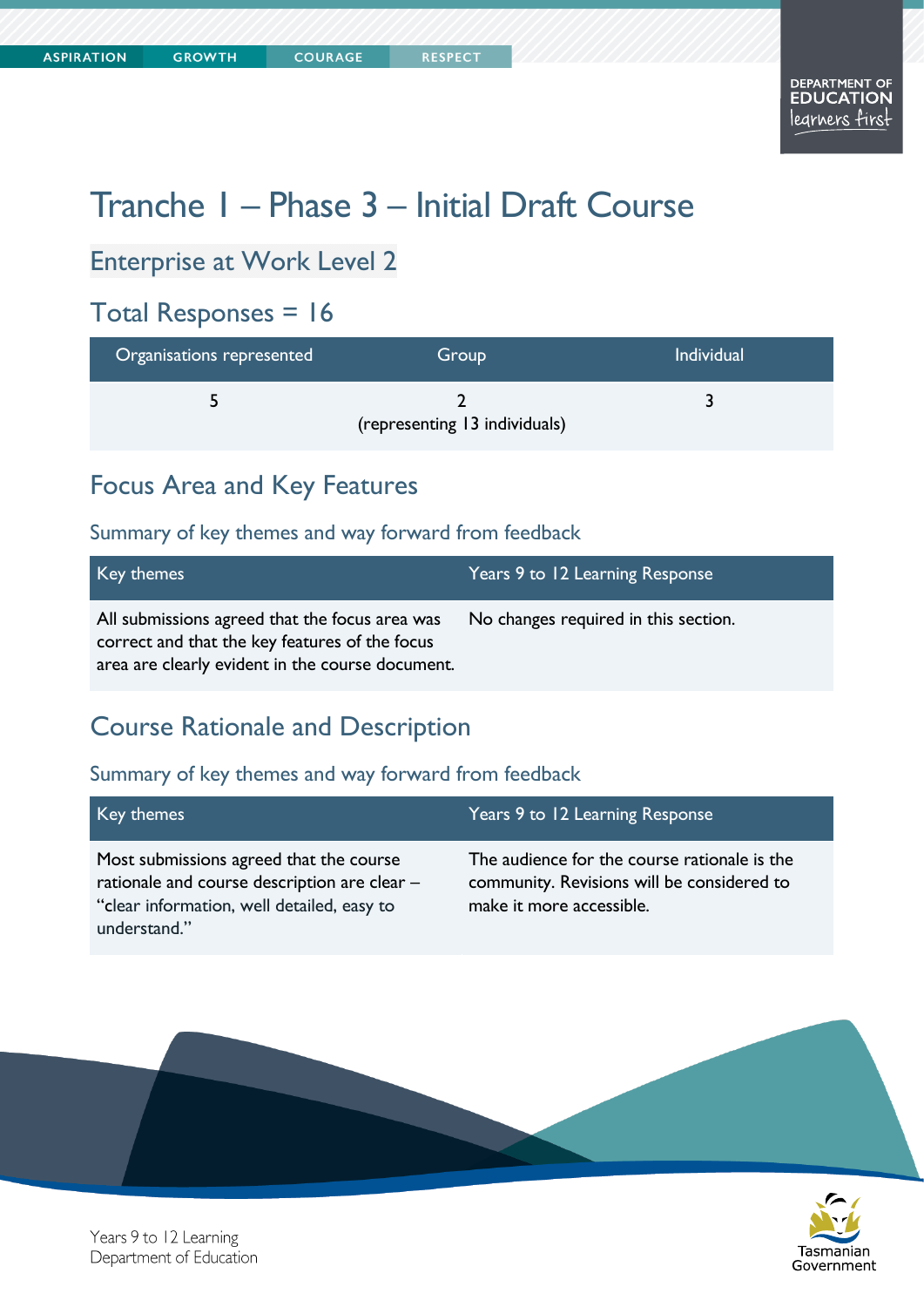# Tranche 1 – Phase 3 – Initial Draft Course

## Enterprise at Work Level 2

## Total Responses = 16

| Organisations represented | Group | Individual |
|---|---|---|
| 5 | 2 (representing 13 individuals) | 3 |

## Focus Area and Key Features

### Summary of key themes and way forward from feedback

| Key themes | Years 9 to 12 Learning Response |
|---|---|
| All submissions agreed that the focus area was correct and that the key features of the focus area are clearly evident in the course document. | No changes required in this section. |

## Course Rationale and Description

### Summary of key themes and way forward from feedback

| Key themes | Years 9 to 12 Learning Response |
|---|---|
| Most submissions agreed that the course rationale and course description are clear – "clear information, well detailed, easy to understand." | The audience for the course rationale is the community. Revisions will be considered to make it more accessible. |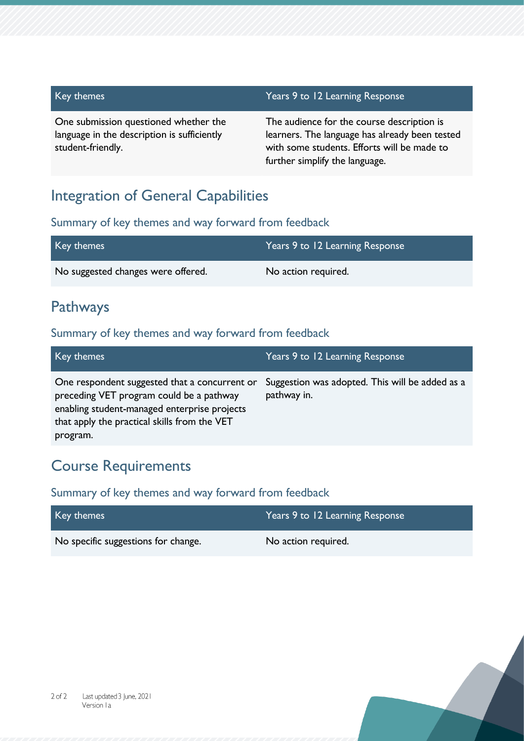| Key themes | Years 9 to 12 Learning Response |
| --- | --- |
| One submission questioned whether the language in the description is sufficiently student-friendly. | The audience for the course description is learners. The language has already been tested with some students. Efforts will be made to further simplify the language. |

## Integration of General Capabilities

### Summary of key themes and way forward from feedback

| Key themes | Years 9 to 12 Learning Response |
| --- | --- |
| No suggested changes were offered. | No action required. |

## Pathways

### Summary of key themes and way forward from feedback

| Key themes | Years 9 to 12 Learning Response |
| --- | --- |
| One respondent suggested that a concurrent or preceding VET program could be a pathway enabling student-managed enterprise projects that apply the practical skills from the VET program. | Suggestion was adopted. This will be added as a pathway in. |

## Course Requirements

### Summary of key themes and way forward from feedback

| Key themes | Years 9 to 12 Learning Response |
| --- | --- |
| No specific suggestions for change. | No action required. |

Last updated 3 June, 2021
Version 1a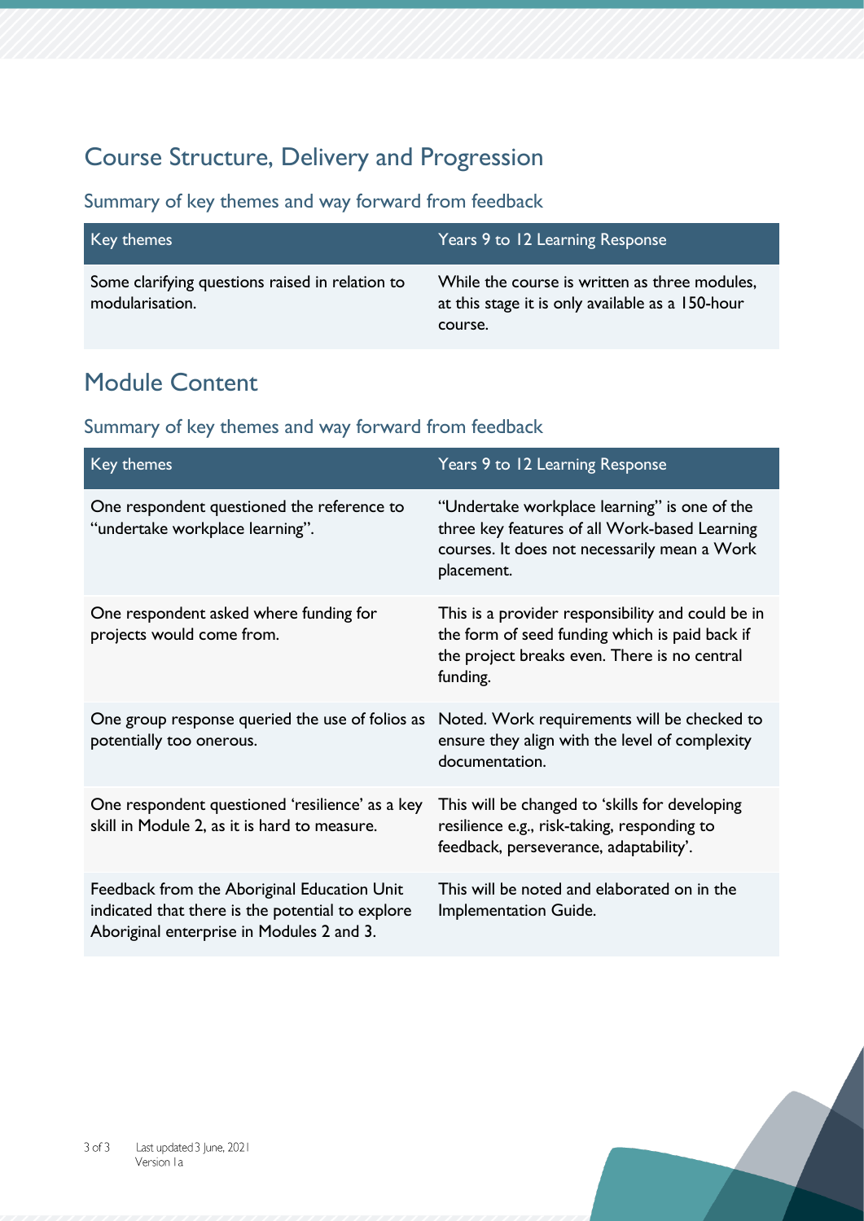## Course Structure, Delivery and Progression

### Summary of key themes and way forward from feedback

| Key themes | Years 9 to 12 Learning Response |
|---|---|
| Some clarifying questions raised in relation to modularisation. | While the course is written as three modules, at this stage it is only available as a 150-hour course. |

## Module Content

### Summary of key themes and way forward from feedback

| Key themes | Years 9 to 12 Learning Response |
|---|---|
| One respondent questioned the reference to "undertake workplace learning". | "Undertake workplace learning" is one of the three key features of all Work-based Learning courses. It does not necessarily mean a Work placement. |
| One respondent asked where funding for projects would come from. | This is a provider responsibility and could be in the form of seed funding which is paid back if the project breaks even. There is no central funding. |
| One group response queried the use of folios as potentially too onerous. | Noted. Work requirements will be checked to ensure they align with the level of complexity documentation. |
| One respondent questioned 'resilience' as a key skill in Module 2, as it is hard to measure. | This will be changed to 'skills for developing resilience e.g., risk-taking, responding to feedback, perseverance, adaptability'. |
| Feedback from the Aboriginal Education Unit indicated that there is the potential to explore Aboriginal enterprise in Modules 2 and 3. | This will be noted and elaborated on in the Implementation Guide. |

Last updated 3 June, 2021
Version 1a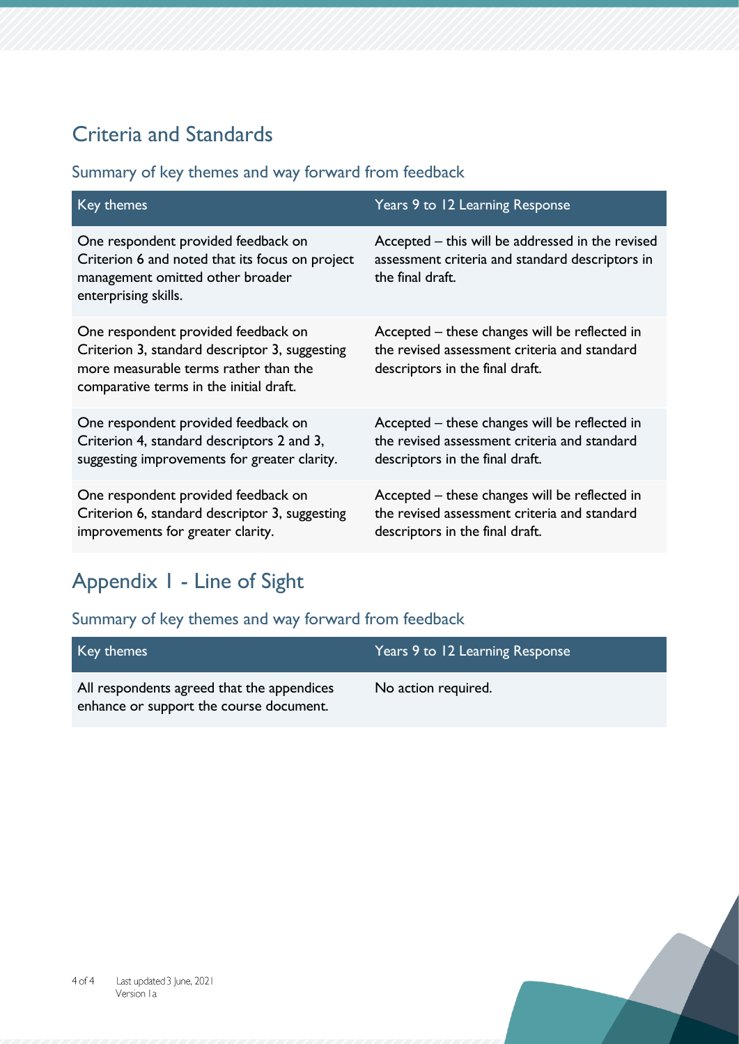## Criteria and Standards

### Summary of key themes and way forward from feedback

| Key themes | Years 9 to 12 Learning Response |
| --- | --- |
| One respondent provided feedback on Criterion 6 and noted that its focus on project management omitted other broader enterprising skills. | Accepted – this will be addressed in the revised assessment criteria and standard descriptors in the final draft. |
| One respondent provided feedback on Criterion 3, standard descriptor 3, suggesting more measurable terms rather than the comparative terms in the initial draft. | Accepted – these changes will be reflected in the revised assessment criteria and standard descriptors in the final draft. |
| One respondent provided feedback on Criterion 4, standard descriptors 2 and 3, suggesting improvements for greater clarity. | Accepted – these changes will be reflected in the revised assessment criteria and standard descriptors in the final draft. |
| One respondent provided feedback on Criterion 6, standard descriptor 3, suggesting improvements for greater clarity. | Accepted – these changes will be reflected in the revised assessment criteria and standard descriptors in the final draft. |

## Appendix 1 - Line of Sight

### Summary of key themes and way forward from feedback

| Key themes | Years 9 to 12 Learning Response |
| --- | --- |
| All respondents agreed that the appendices enhance or support the course document. | No action required. |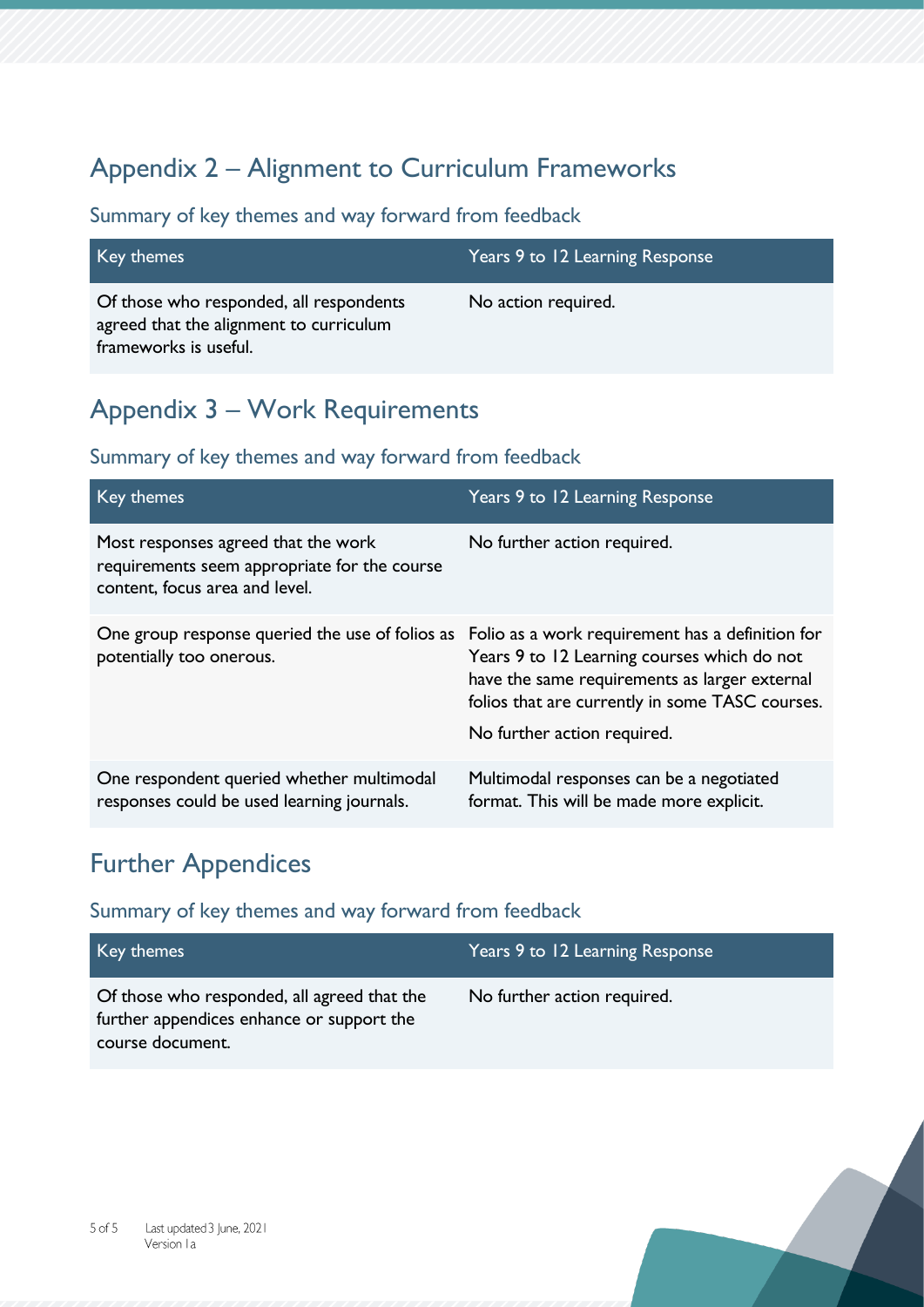## Appendix 2 – Alignment to Curriculum Frameworks

### Summary of key themes and way forward from feedback

| Key themes | Years 9 to 12 Learning Response |
| --- | --- |
| Of those who responded, all respondents agreed that the alignment to curriculum frameworks is useful. | No action required. |

## Appendix 3 – Work Requirements

### Summary of key themes and way forward from feedback

| Key themes | Years 9 to 12 Learning Response |
| --- | --- |
| Most responses agreed that the work requirements seem appropriate for the course content, focus area and level. | No further action required. |
| One group response queried the use of folios as potentially too onerous. | Folio as a work requirement has a definition for Years 9 to 12 Learning courses which do not have the same requirements as larger external folios that are currently in some TASC courses.<br><br>No further action required. |
| One respondent queried whether multimodal responses could be used learning journals. | Multimodal responses can be a negotiated format. This will be made more explicit. |

## Further Appendices

### Summary of key themes and way forward from feedback

| Key themes | Years 9 to 12 Learning Response |
| --- | --- |
| Of those who responded, all agreed that the further appendices enhance or support the course document. | No further action required. |

Last updated 3 June, 2021
Version 1a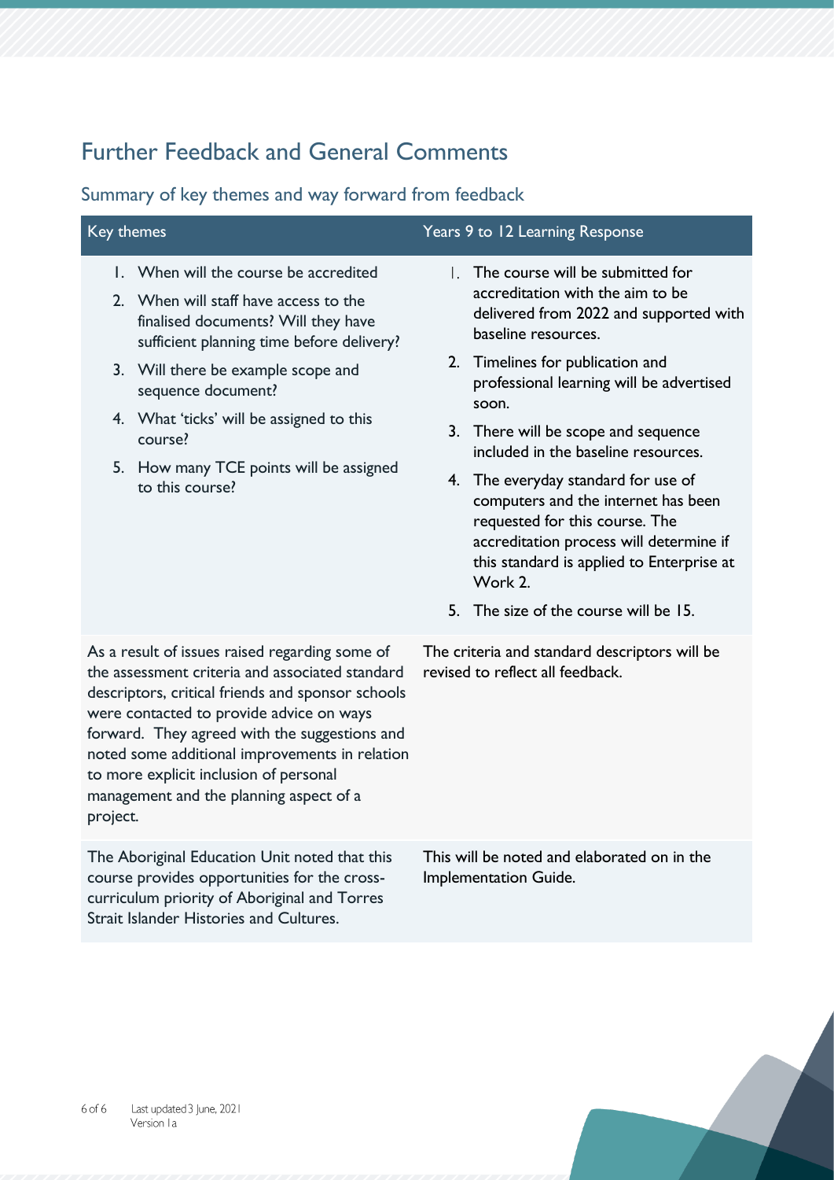## Further Feedback and General Comments

### Summary of key themes and way forward from feedback

| Key themes | Years 9 to 12 Learning Response |
| --- | --- |
| 1. When will the course be accredited<br>2. When will staff have access to the finalised documents? Will they have sufficient planning time before delivery?<br>3. Will there be example scope and sequence document?<br>4. What 'ticks' will be assigned to this course?<br>5. How many TCE points will be assigned to this course? | 1. The course will be submitted for accreditation with the aim to be delivered from 2022 and supported with baseline resources.<br>2. Timelines for publication and professional learning will be advertised soon.<br>3. There will be scope and sequence included in the baseline resources.<br>4. The everyday standard for use of computers and the internet has been requested for this course. The accreditation process will determine if this standard is applied to Enterprise at Work 2.<br>5. The size of the course will be 15. |
| As a result of issues raised regarding some of the assessment criteria and associated standard descriptors, critical friends and sponsor schools were contacted to provide advice on ways forward. They agreed with the suggestions and noted some additional improvements in relation to more explicit inclusion of personal management and the planning aspect of a project. | The criteria and standard descriptors will be revised to reflect all feedback. |
| The Aboriginal Education Unit noted that this course provides opportunities for the cross-curriculum priority of Aboriginal and Torres Strait Islander Histories and Cultures. | This will be noted and elaborated on in the Implementation Guide. |

Last updated 3 June, 2021
Version 1a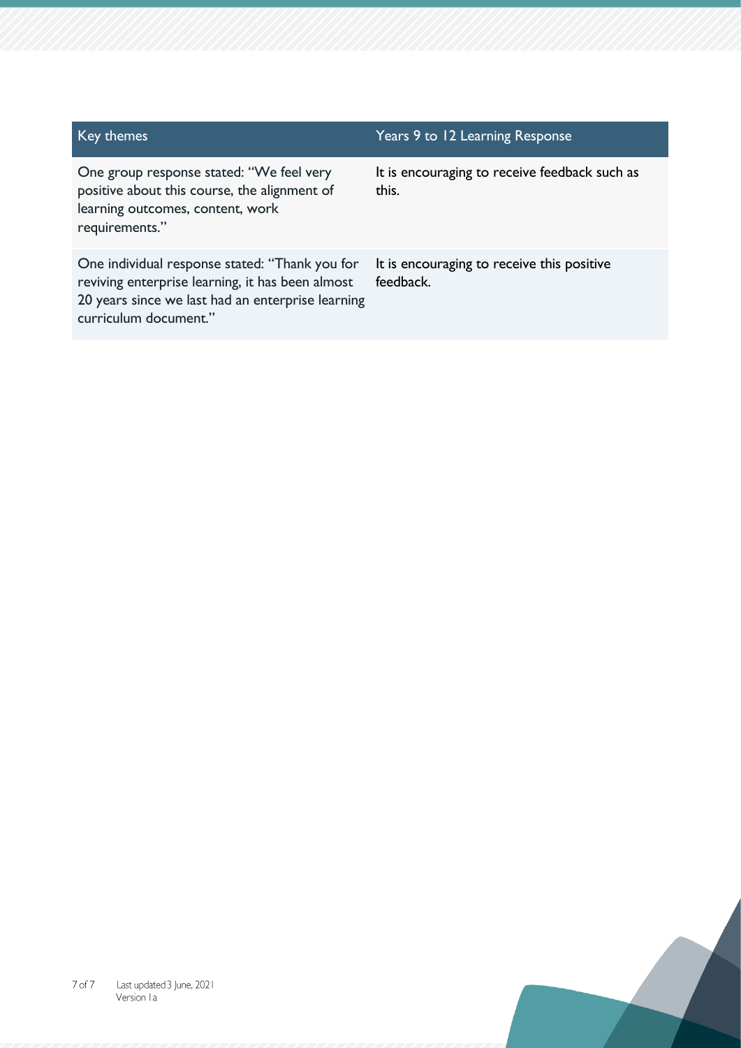| Key themes | Years 9 to 12 Learning Response |
| --- | --- |
| One group response stated: "We feel very positive about this course, the alignment of learning outcomes, content, work requirements." | It is encouraging to receive feedback such as this. |
| One individual response stated: "Thank you for reviving enterprise learning, it has been almost 20 years since we last had an enterprise learning curriculum document." | It is encouraging to receive this positive feedback. |